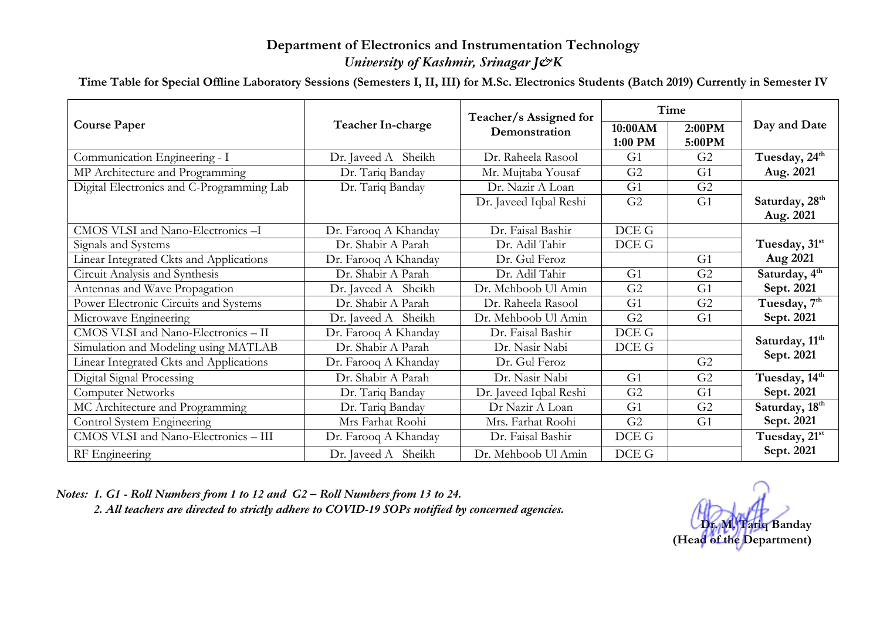## Department of Electronics and Instrumentation Technology

***University of Kashmir, Srinagar J&K***

**Time Table for Special Offline Laboratory Sessions (Semesters I, II, III) for M.Sc. Electronics Students (Batch 2019) Currently in Semester IV**

| Course Paper | Teacher In-charge | Teacher/s Assigned for Demonstration | Time | | Day and Date |
|---|---|---|---|---|---|
| | | | 10:00AM 1:00 PM | 2:00PM 5:00PM | |
| Communication Engineering - I | Dr. Javeed A Sheikh | Dr. Raheela Rasool | G1 | G2 | **Tuesday, 24th Aug. 2021** |
| MP Architecture and Programming | Dr. Tariq Banday | Mr. Mujtaba Yousaf | G2 | G1 | |
| Digital Electronics and C-Programming Lab | Dr. Tariq Banday | Dr. Nazir A Loan | G1 | G2 | **Saturday, 28th Aug. 2021** |
| | | Dr. Javeed Iqbal Reshi | G2 | G1 | |
| CMOS VLSI and Nano-Electronics –I | Dr. Farooq A Khanday | Dr. Faisal Bashir | DCE G | | **Tuesday, 31st Aug 2021** |
| Signals and Systems | Dr. Shabir A Parah | Dr. Adil Tahir | DCE G | | |
| Linear Integrated Ckts and Applications | Dr. Farooq A Khanday | Dr. Gul Feroz | | G1 | |
| Circuit Analysis and Synthesis | Dr. Shabir A Parah | Dr. Adil Tahir | G1 | G2 | **Saturday, 4th Sept. 2021** |
| Antennas and Wave Propagation | Dr. Javeed A Sheikh | Dr. Mehboob Ul Amin | G2 | G1 | |
| Power Electronic Circuits and Systems | Dr. Shabir A Parah | Dr. Raheela Rasool | G1 | G2 | **Tuesday, 7th Sept. 2021** |
| Microwave Engineering | Dr. Javeed A Sheikh | Dr. Mehboob Ul Amin | G2 | G1 | |
| CMOS VLSI and Nano-Electronics – II | Dr. Farooq A Khanday | Dr. Faisal Bashir | DCE G | | **Saturday, 11th Sept. 2021** |
| Simulation and Modeling using MATLAB | Dr. Shabir A Parah | Dr. Nasir Nabi | DCE G | | |
| Linear Integrated Ckts and Applications | Dr. Farooq A Khanday | Dr. Gul Feroz | | G2 | |
| Digital Signal Processing | Dr. Shabir A Parah | Dr. Nasir Nabi | G1 | G2 | **Tuesday, 14th Sept. 2021** |
| Computer Networks | Dr. Tariq Banday | Dr. Javeed Iqbal Reshi | G2 | G1 | |
| MC Architecture and Programming | Dr. Tariq Banday | Dr Nazir A Loan | G1 | G2 | **Saturday, 18th Sept. 2021** |
| Control System Engineering | Mrs Farhat Roohi | Mrs. Farhat Roohi | G2 | G1 | |
| CMOS VLSI and Nano-Electronics – III | Dr. Farooq A Khanday | Dr. Faisal Bashir | DCE G | | **Tuesday, 21st Sept. 2021** |
| RF Engineering | Dr. Javeed A Sheikh | Dr. Mehboob Ul Amin | DCE G | | |

***Notes: 1. G1 - Roll Numbers from 1 to 12 and G2 – Roll Numbers from 13 to 24.***

***2. All teachers are directed to strictly adhere to COVID-19 SOPs notified by concerned agencies.***

**Dr. M. Tariq Banday**
**(Head of the Department)**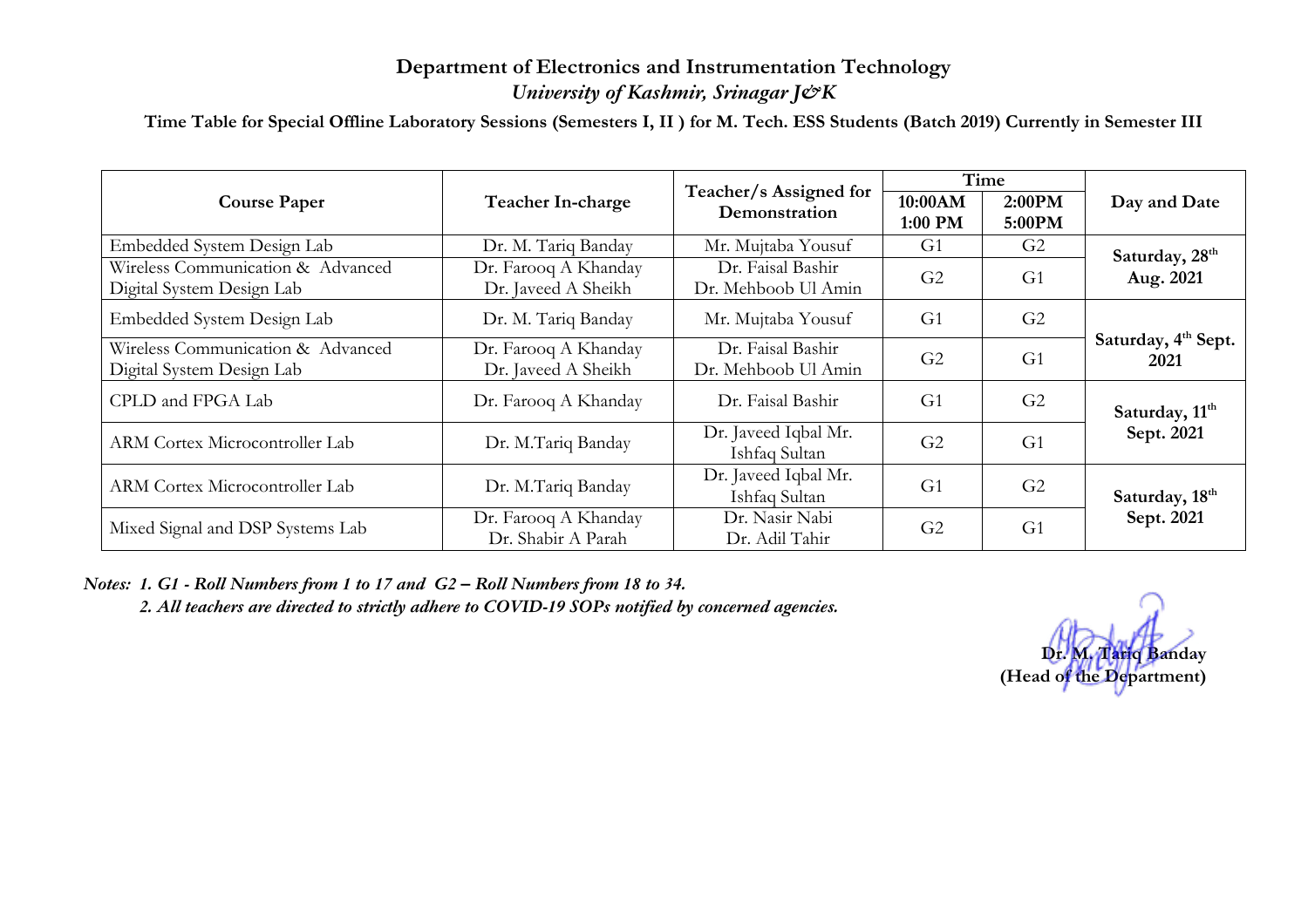## Department of Electronics and Instrumentation Technology

*University of Kashmir, Srinagar J&K*

**Time Table for Special Offline Laboratory Sessions (Semesters I, II ) for M. Tech. ESS Students (Batch 2019) Currently in Semester III**

| Course Paper | Teacher In-charge | Teacher/s Assigned for Demonstration | Time | | Day and Date |
|---|---|---|---|---|---|
| | | | 10:00AM 1:00 PM | 2:00PM 5:00PM | |
| Embedded System Design Lab | Dr. M. Tariq Banday | Mr. Mujtaba Yousuf | G1 | G2 | Saturday, 28th Aug. 2021 |
| Wireless Communication & Advanced Digital System Design Lab | Dr. Farooq A Khanday Dr. Javeed A Sheikh | Dr. Faisal Bashir Dr. Mehboob Ul Amin | G2 | G1 | |
| Embedded System Design Lab | Dr. M. Tariq Banday | Mr. Mujtaba Yousuf | G1 | G2 | Saturday, 4th Sept. 2021 |
| Wireless Communication & Advanced Digital System Design Lab | Dr. Farooq A Khanday Dr. Javeed A Sheikh | Dr. Faisal Bashir Dr. Mehboob Ul Amin | G2 | G1 | |
| CPLD and FPGA Lab | Dr. Farooq A Khanday | Dr. Faisal Bashir | G1 | G2 | Saturday, 11th Sept. 2021 |
| ARM Cortex Microcontroller Lab | Dr. M.Tariq Banday | Dr. Javeed Iqbal Mr. Ishfaq Sultan | G2 | G1 | |
| ARM Cortex Microcontroller Lab | Dr. M.Tariq Banday | Dr. Javeed Iqbal Mr. Ishfaq Sultan | G1 | G2 | Saturday, 18th Sept. 2021 |
| Mixed Signal and DSP Systems Lab | Dr. Farooq A Khanday Dr. Shabir A Parah | Dr. Nasir Nabi Dr. Adil Tahir | G2 | G1 | |

***Notes: 1. G1 - Roll Numbers from 1 to 17 and G2 – Roll Numbers from 18 to 34.***

***2. All teachers are directed to strictly adhere to COVID-19 SOPs notified by concerned agencies.***

**Dr. M. Tariq Banday**
**(Head of the Department)**